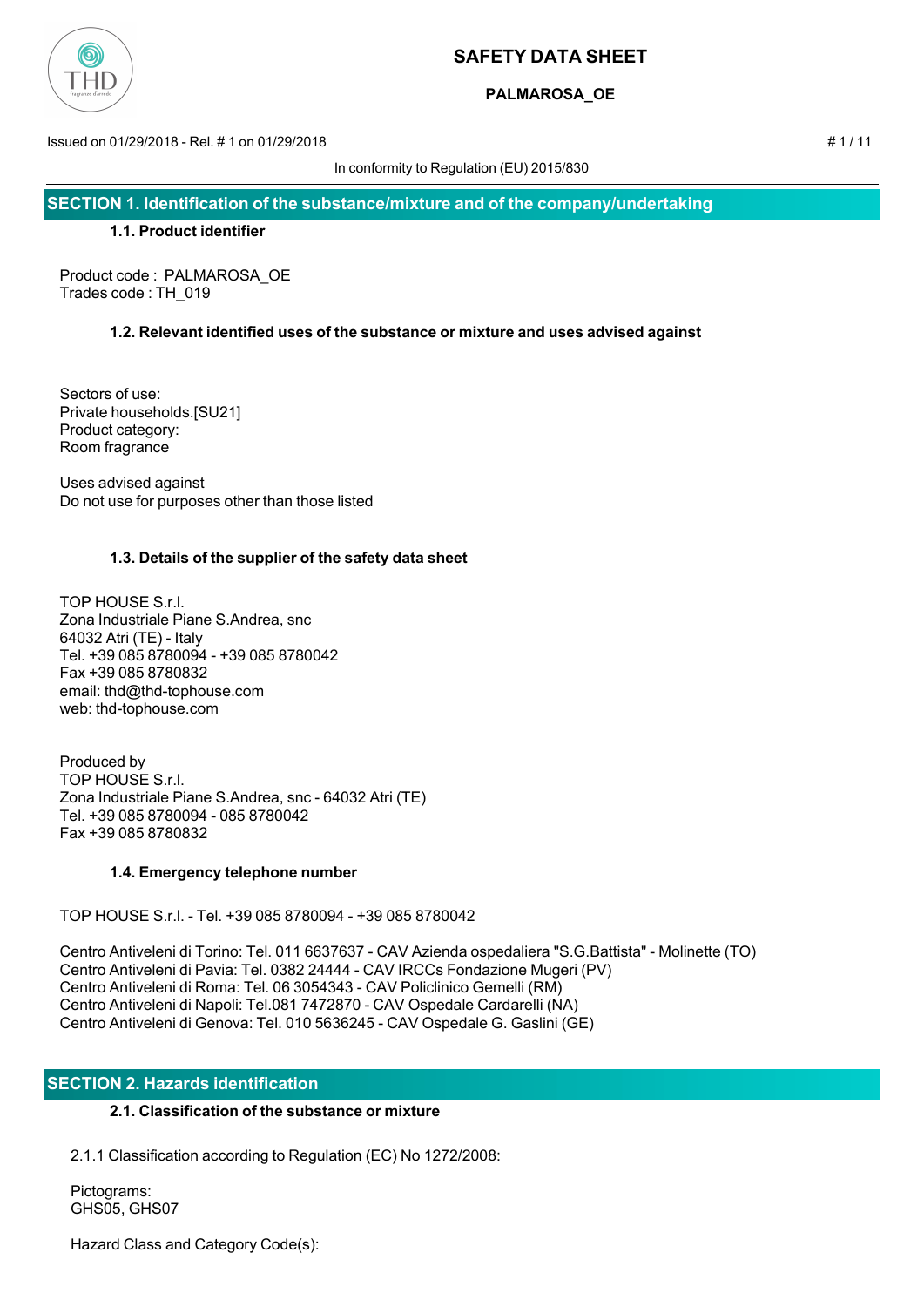# SAFETY DATA SHEET

**PALMAROSA_OE**

Issued on 01/29/2018 - Rel. # 1 on 01/29/2018

In conformity to Regulation (EU) 2015/830

## SECTION 1. Identification of the substance/mixture and of the company/undertaking

### 1.1. Product identifier

Product code : PALMAROSA_OE
Trades code : TH_019

### 1.2. Relevant identified uses of the substance or mixture and uses advised against

Sectors of use:
Private households.[SU21]
Product category:
Room fragrance

Uses advised against
Do not use for purposes other than those listed

### 1.3. Details of the supplier of the safety data sheet

TOP HOUSE S.r.l.
Zona Industriale Piane S.Andrea, snc
64032 Atri (TE) - Italy
Tel. +39 085 8780094 - +39 085 8780042
Fax +39 085 8780832
email: thd@thd-tophouse.com
web: thd-tophouse.com

Produced by
TOP HOUSE S.r.l.
Zona Industriale Piane S.Andrea, snc - 64032 Atri (TE)
Tel. +39 085 8780094 - 085 8780042
Fax +39 085 8780832

### 1.4. Emergency telephone number

TOP HOUSE S.r.l. - Tel. +39 085 8780094 - +39 085 8780042

Centro Antiveleni di Torino: Tel. 011 6637637 - CAV Azienda ospedaliera "S.G.Battista" - Molinette (TO)
Centro Antiveleni di Pavia: Tel. 0382 24444 - CAV IRCCs Fondazione Mugeri (PV)
Centro Antiveleni di Roma: Tel. 06 3054343 - CAV Policlinico Gemelli (RM)
Centro Antiveleni di Napoli: Tel.081 7472870 - CAV Ospedale Cardarelli (NA)
Centro Antiveleni di Genova: Tel. 010 5636245 - CAV Ospedale G. Gaslini (GE)

## SECTION 2. Hazards identification

### 2.1. Classification of the substance or mixture

2.1.1 Classification according to Regulation (EC) No 1272/2008:

Pictograms:
GHS05, GHS07

Hazard Class and Category Code(s):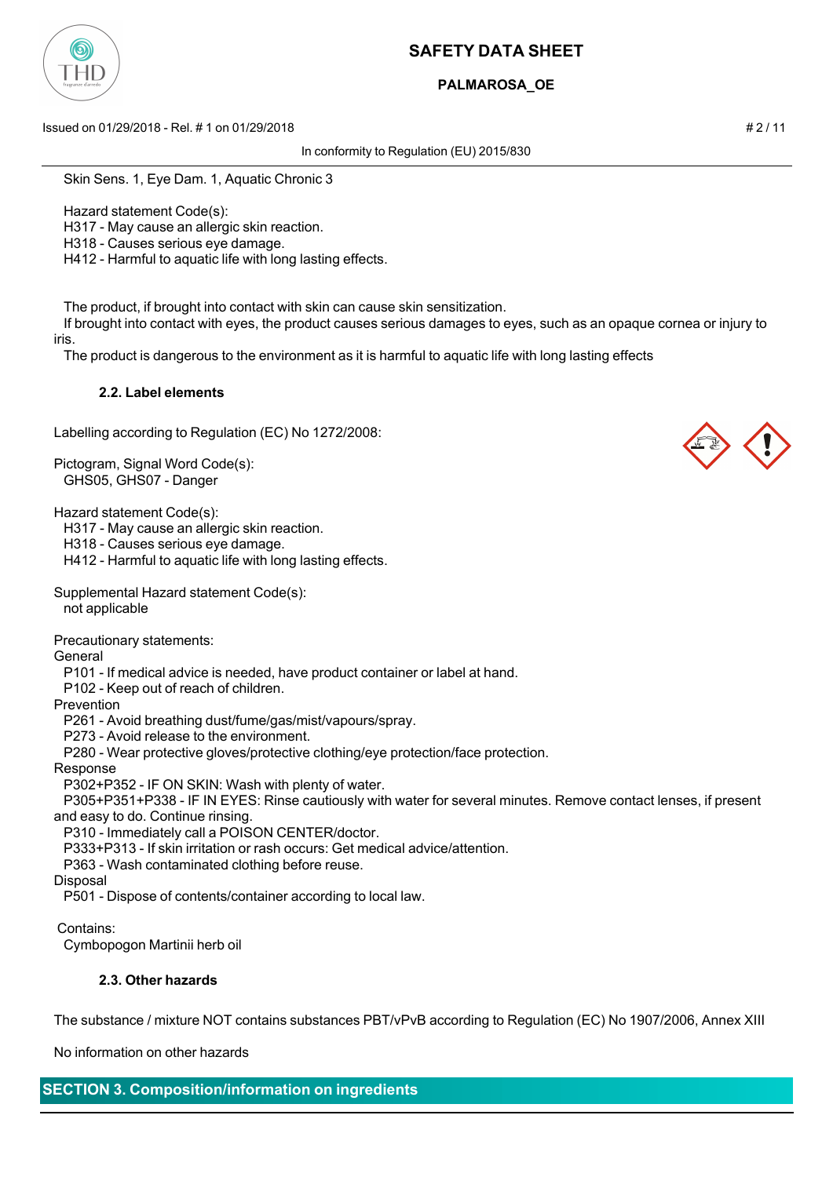Skin Sens. 1, Eye Dam. 1, Aquatic Chronic 3

Hazard statement Code(s):
H317 - May cause an allergic skin reaction.
H318 - Causes serious eye damage.
H412 - Harmful to aquatic life with long lasting effects.

The product, if brought into contact with skin can cause skin sensitization.
If brought into contact with eyes, the product causes serious damages to eyes, such as an opaque cornea or injury to iris.
The product is dangerous to the environment as it is harmful to aquatic life with long lasting effects

### 2.2. Label elements

Labelling according to Regulation (EC) No 1272/2008:

Pictogram, Signal Word Code(s):
GHS05, GHS07 - Danger

Hazard statement Code(s):
H317 - May cause an allergic skin reaction.
H318 - Causes serious eye damage.
H412 - Harmful to aquatic life with long lasting effects.

Supplemental Hazard statement Code(s):
not applicable

Precautionary statements:
General
P101 - If medical advice is needed, have product container or label at hand.
P102 - Keep out of reach of children.
Prevention
P261 - Avoid breathing dust/fume/gas/mist/vapours/spray.
P273 - Avoid release to the environment.
P280 - Wear protective gloves/protective clothing/eye protection/face protection.
Response
P302+P352 - IF ON SKIN: Wash with plenty of water.
P305+P351+P338 - IF IN EYES: Rinse cautiously with water for several minutes. Remove contact lenses, if present and easy to do. Continue rinsing.
P310 - Immediately call a POISON CENTER/doctor.
P333+P313 - If skin irritation or rash occurs: Get medical advice/attention.
P363 - Wash contaminated clothing before reuse.
Disposal
P501 - Dispose of contents/container according to local law.

Contains:
Cymbopogon Martinii herb oil

### 2.3. Other hazards

The substance / mixture NOT contains substances PBT/vPvB according to Regulation (EC) No 1907/2006, Annex XIII

No information on other hazards

## SECTION 3. Composition/information on ingredients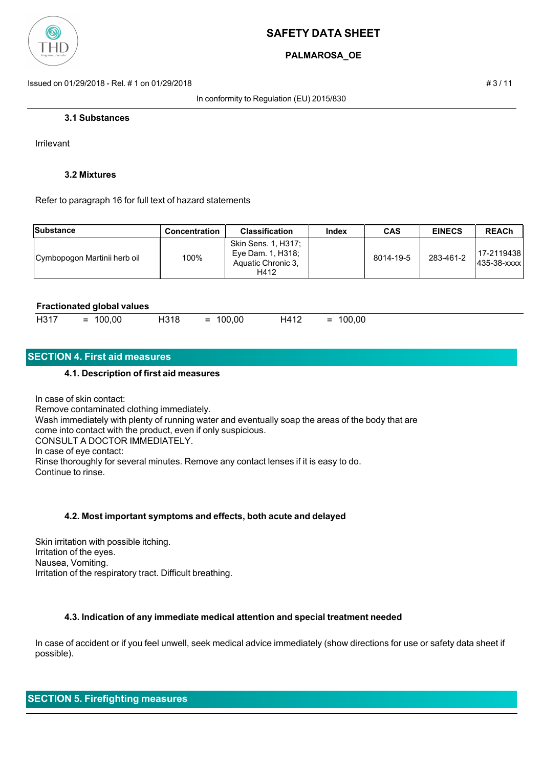### 3.1 Substances

Irrilevant

### 3.2 Mixtures

Refer to paragraph 16 for full text of hazard statements

| Substance | Concentration | Classification | Index | CAS | EINECS | REACh |
|---|---|---|---|---|---|---|
| Cymbopogon Martinii herb oil | 100% | Skin Sens. 1, H317; Eye Dam. 1, H318; Aquatic Chronic 3, H412 | | 8014-19-5 | 283-461-2 | 17-2119438 435-38-xxxx |

**Fractionated global values**

| | | | | | |
|---|---|---|---|---|---|
| H317 | = 100,00 | H318 | = 100,00 | H412 | = 100,00 |

## SECTION 4. First aid measures

### 4.1. Description of first aid measures

In case of skin contact:
Remove contaminated clothing immediately.
Wash immediately with plenty of running water and eventually soap the areas of the body that are come into contact with the product, even if only suspicious.
CONSULT A DOCTOR IMMEDIATELY.
In case of eye contact:
Rinse thoroughly for several minutes. Remove any contact lenses if it is easy to do.
Continue to rinse.

### 4.2. Most important symptoms and effects, both acute and delayed

Skin irritation with possible itching.
Irritation of the eyes.
Nausea, Vomiting.
Irritation of the respiratory tract. Difficult breathing.

### 4.3. Indication of any immediate medical attention and special treatment needed

In case of accident or if you feel unwell, seek medical advice immediately (show directions for use or safety data sheet if possible).

## SECTION 5. Firefighting measures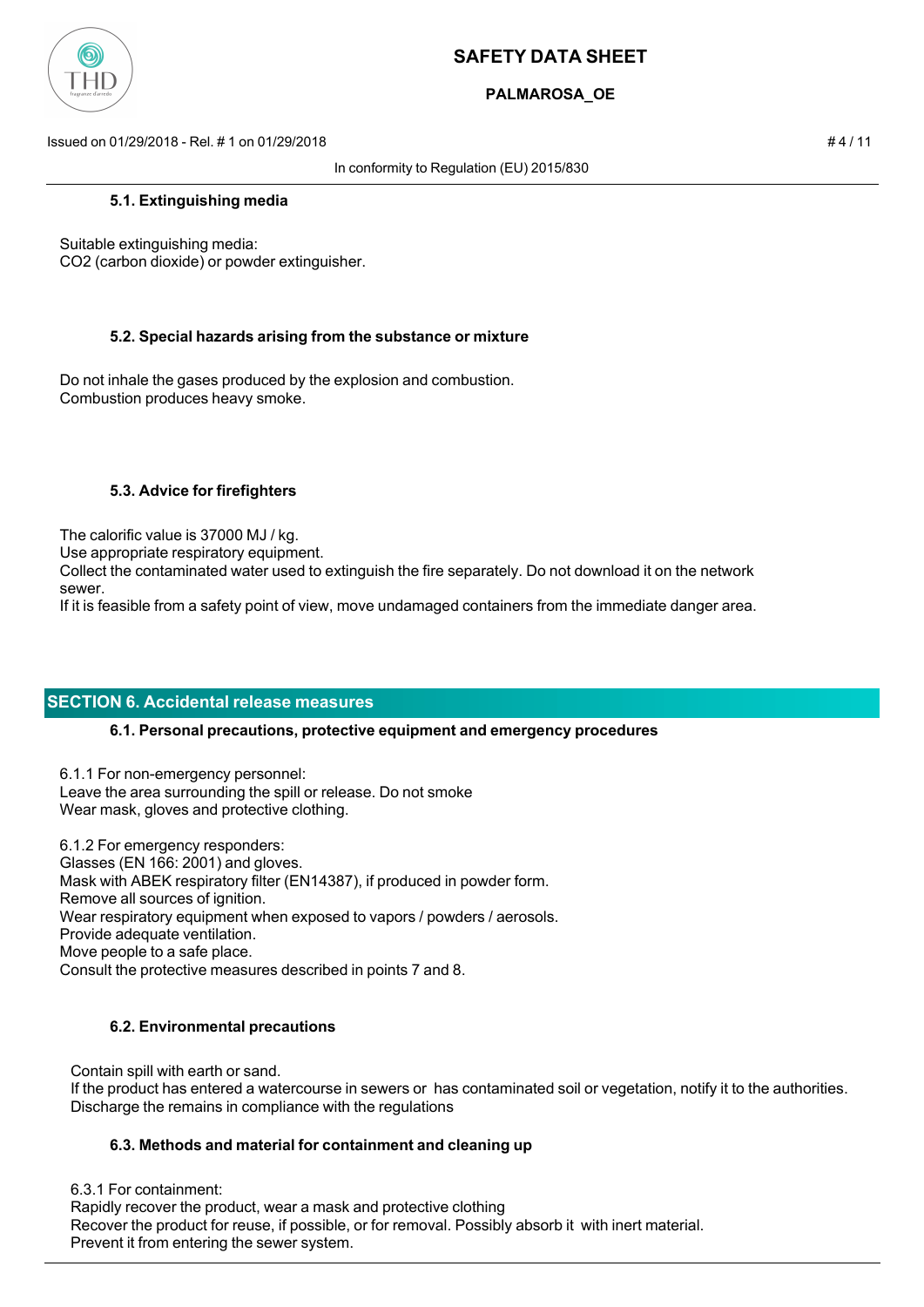#### 5.1. Extinguishing media

Suitable extinguishing media:
$CO_2$ (carbon dioxide) or powder extinguisher.

#### 5.2. Special hazards arising from the substance or mixture

Do not inhale the gases produced by the explosion and combustion.
Combustion produces heavy smoke.

#### 5.3. Advice for firefighters

The calorific value is 37000 MJ / kg.
Use appropriate respiratory equipment.
Collect the contaminated water used to extinguish the fire separately. Do not download it on the network sewer.
If it is feasible from a safety point of view, move undamaged containers from the immediate danger area.

## SECTION 6. Accidental release measures

#### 6.1. Personal precautions, protective equipment and emergency procedures

6.1.1 For non-emergency personnel:
Leave the area surrounding the spill or release. Do not smoke
Wear mask, gloves and protective clothing.

6.1.2 For emergency responders:
Glasses (EN 166: 2001) and gloves.
Mask with ABEK respiratory filter (EN14387), if produced in powder form.
Remove all sources of ignition.
Wear respiratory equipment when exposed to vapors / powders / aerosols.
Provide adequate ventilation.
Move people to a safe place.
Consult the protective measures described in points 7 and 8.

#### 6.2. Environmental precautions

Contain spill with earth or sand.
If the product has entered a watercourse in sewers or has contaminated soil or vegetation, notify it to the authorities.
Discharge the remains in compliance with the regulations

#### 6.3. Methods and material for containment and cleaning up

6.3.1 For containment:
Rapidly recover the product, wear a mask and protective clothing
Recover the product for reuse, if possible, or for removal. Possibly absorb it with inert material.
Prevent it from entering the sewer system.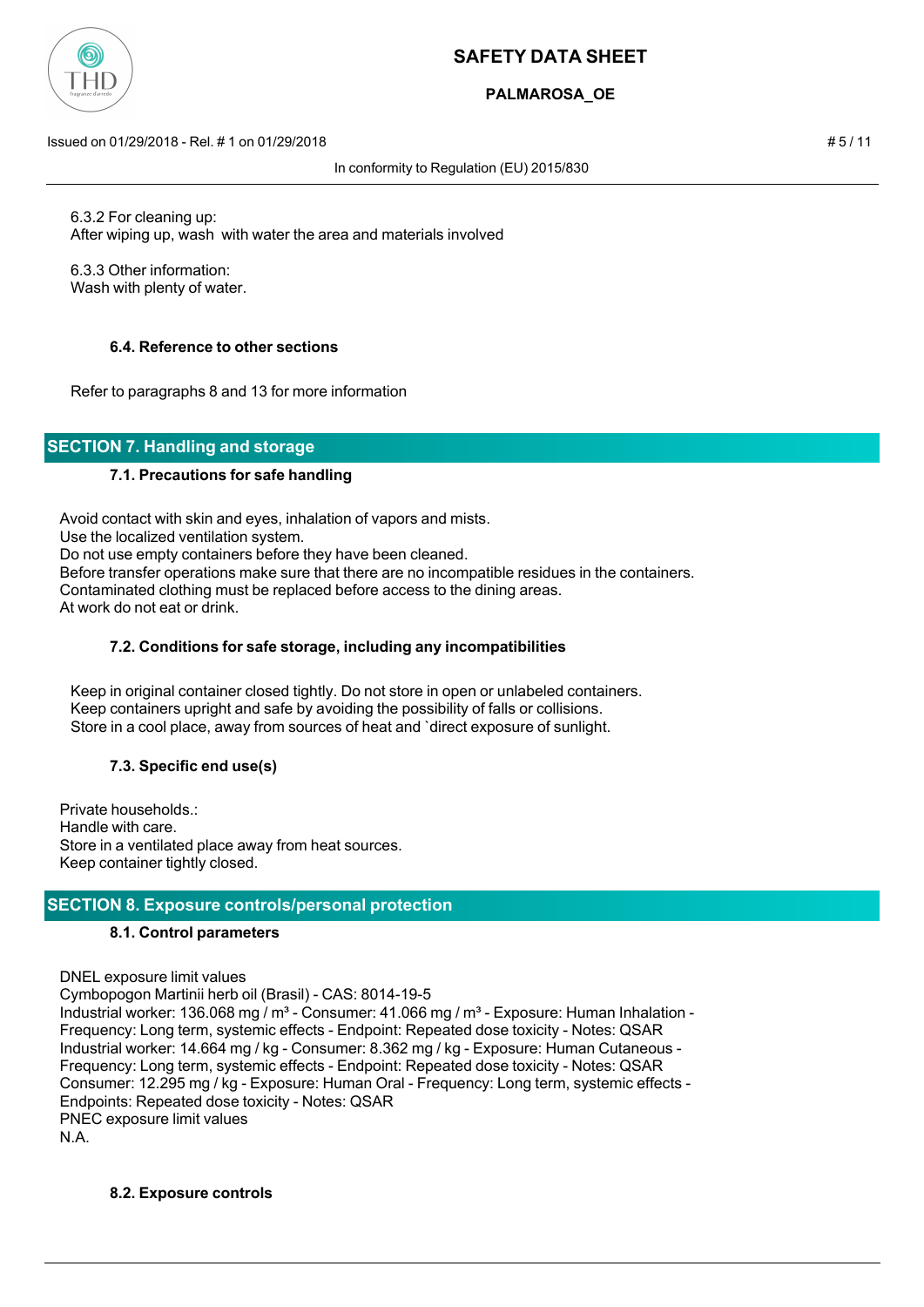6.3.2 For cleaning up:
After wiping up, wash with water the area and materials involved

6.3.3 Other information:
Wash with plenty of water.

### 6.4. Reference to other sections

Refer to paragraphs 8 and 13 for more information

## SECTION 7. Handling and storage

### 7.1. Precautions for safe handling

Avoid contact with skin and eyes, inhalation of vapors and mists.
Use the localized ventilation system.
Do not use empty containers before they have been cleaned.
Before transfer operations make sure that there are no incompatible residues in the containers.
Contaminated clothing must be replaced before access to the dining areas.
At work do not eat or drink.

### 7.2. Conditions for safe storage, including any incompatibilities

Keep in original container closed tightly. Do not store in open or unlabeled containers.
Keep containers upright and safe by avoiding the possibility of falls or collisions.
Store in a cool place, away from sources of heat and `direct exposure of sunlight.

### 7.3. Specific end use(s)

Private households.:
Handle with care.
Store in a ventilated place away from heat sources.
Keep container tightly closed.

## SECTION 8. Exposure controls/personal protection

### 8.1. Control parameters

DNEL exposure limit values
Cymbopogon Martinii herb oil (Brasil) - CAS: 8014-19-5
Industrial worker: 136.068 mg / m³ - Consumer: 41.066 mg / m³ - Exposure: Human Inhalation - Frequency: Long term, systemic effects - Endpoint: Repeated dose toxicity - Notes: QSAR
Industrial worker: 14.664 mg / kg - Consumer: 8.362 mg / kg - Exposure: Human Cutaneous - Frequency: Long term, systemic effects - Endpoint: Repeated dose toxicity - Notes: QSAR
Consumer: 12.295 mg / kg - Exposure: Human Oral - Frequency: Long term, systemic effects - Endpoints: Repeated dose toxicity - Notes: QSAR
PNEC exposure limit values
N.A.

### 8.2. Exposure controls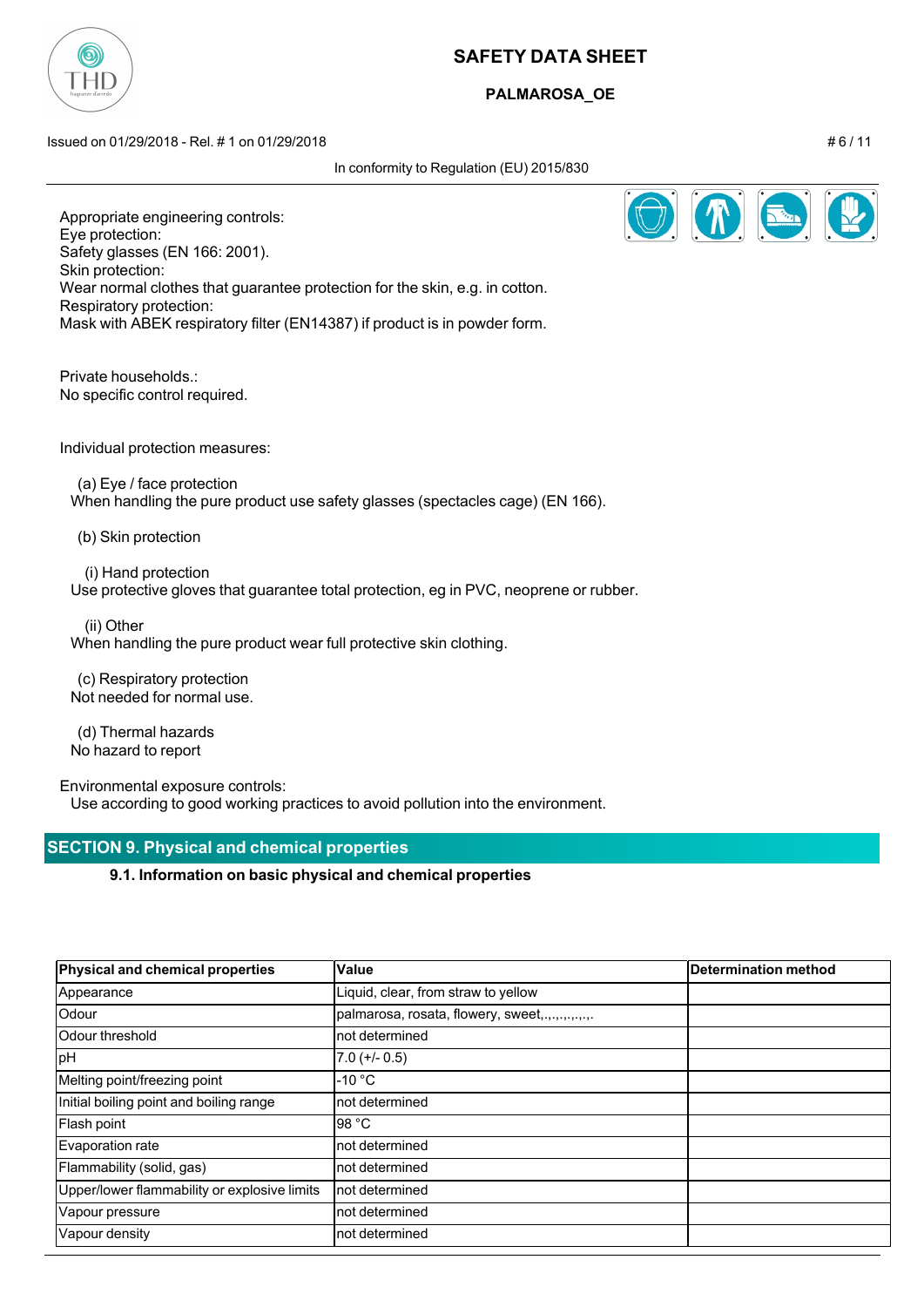Appropriate engineering controls:
Eye protection:
Safety glasses (EN 166: 2001).
Skin protection:
Wear normal clothes that guarantee protection for the skin, e.g. in cotton.
Respiratory protection:
Mask with ABEK respiratory filter (EN14387) if product is in powder form.

Private households.:
No specific control required.

Individual protection measures:

(a) Eye / face protection
When handling the pure product use safety glasses (spectacles cage) (EN 166).

(b) Skin protection

(i) Hand protection
Use protective gloves that guarantee total protection, eg in PVC, neoprene or rubber.

(ii) Other
When handling the pure product wear full protective skin clothing.

(c) Respiratory protection
Not needed for normal use.

(d) Thermal hazards
No hazard to report

Environmental exposure controls:
Use according to good working practices to avoid pollution into the environment.

## SECTION 9. Physical and chemical properties

### 9.1. Information on basic physical and chemical properties

| Physical and chemical properties | Value | Determination method |
|---|---|---|
| Appearance | Liquid, clear, from straw to yellow | |
| Odour | palmarosa, rosata, flowery, sweet,.,.,.,.,.,.,. | |
| Odour threshold | not determined | |
| pH | 7.0 (+/- 0.5) | |
| Melting point/freezing point | -10 °C | |
| Initial boiling point and boiling range | not determined | |
| Flash point | 98 °C | |
| Evaporation rate | not determined | |
| Flammability (solid, gas) | not determined | |
| Upper/lower flammability or explosive limits | not determined | |
| Vapour pressure | not determined | |
| Vapour density | not determined | |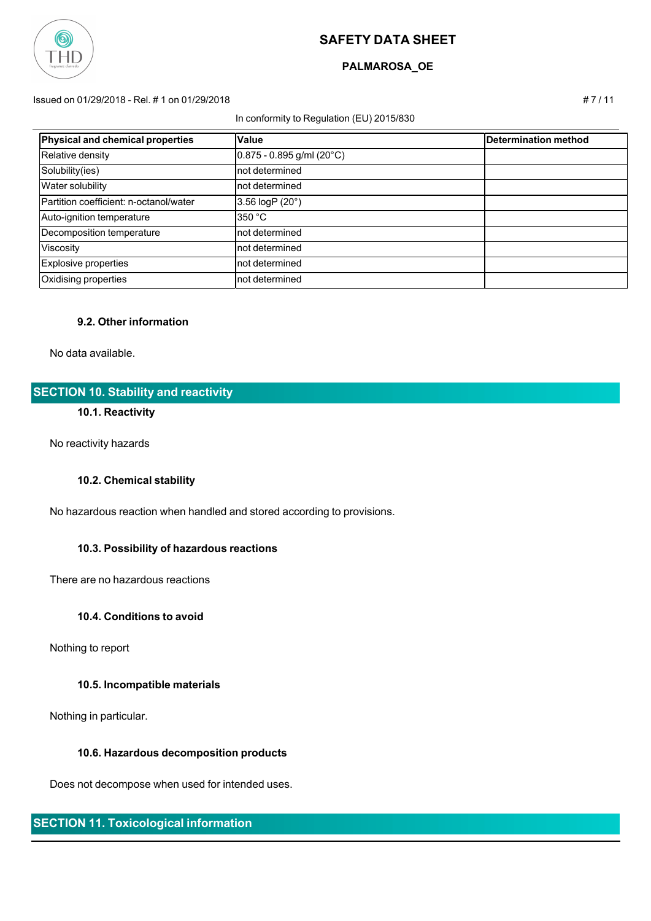| Physical and chemical properties | Value | Determination method |
| --- | --- | --- |
| Relative density | 0.875 - 0.895 g/ml (20°C) | |
| Solubility(ies) | not determined | |
| Water solubility | not determined | |
| Partition coefficient: n-octanol/water | 3.56 logP (20°) | |
| Auto-ignition temperature | 350 °C | |
| Decomposition temperature | not determined | |
| Viscosity | not determined | |
| Explosive properties | not determined | |
| Oxidising properties | not determined | |

### 9.2. Other information

No data available.

## SECTION 10. Stability and reactivity

### 10.1. Reactivity

No reactivity hazards

### 10.2. Chemical stability

No hazardous reaction when handled and stored according to provisions.

### 10.3. Possibility of hazardous reactions

There are no hazardous reactions

### 10.4. Conditions to avoid

Nothing to report

### 10.5. Incompatible materials

Nothing in particular.

### 10.6. Hazardous decomposition products

Does not decompose when used for intended uses.

## SECTION 11. Toxicological information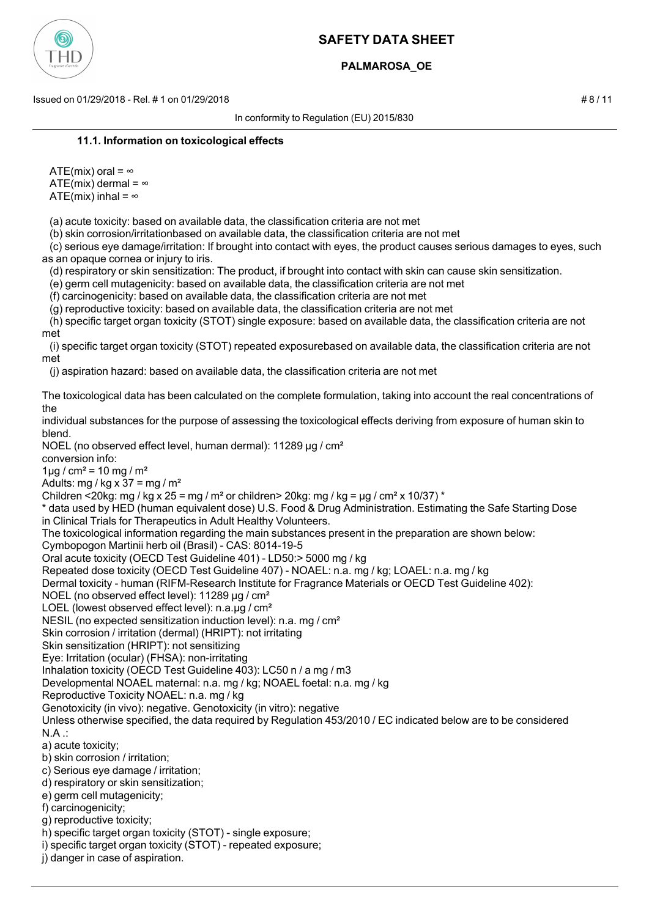### 11.1. Information on toxicological effects

ATE(mix) oral = ∞
ATE(mix) dermal = ∞
ATE(mix) inhal = ∞

(a) acute toxicity: based on available data, the classification criteria are not met
(b) skin corrosion/irritationbased on available data, the classification criteria are not met
(c) serious eye damage/irritation: If brought into contact with eyes, the product causes serious damages to eyes, such as an opaque cornea or injury to iris.
(d) respiratory or skin sensitization: The product, if brought into contact with skin can cause skin sensitization.
(e) germ cell mutagenicity: based on available data, the classification criteria are not met
(f) carcinogenicity: based on available data, the classification criteria are not met
(g) reproductive toxicity: based on available data, the classification criteria are not met
(h) specific target organ toxicity (STOT) single exposure: based on available data, the classification criteria are not met
(i) specific target organ toxicity (STOT) repeated exposurebased on available data, the classification criteria are not met
(j) aspiration hazard: based on available data, the classification criteria are not met

The toxicological data has been calculated on the complete formulation, taking into account the real concentrations of the
individual substances for the purpose of assessing the toxicological effects deriving from exposure of human skin to blend.
NOEL (no observed effect level, human dermal): 11289 µg / cm²
conversion info:
1µg / cm² = 10 mg / m²
Adults: mg / kg x 37 = mg / m²
Children <20kg: mg / kg x 25 = mg / m² or children> 20kg: mg / kg = µg / cm² x 10/37) *
* data used by HED (human equivalent dose) U.S. Food & Drug Administration. Estimating the Safe Starting Dose in Clinical Trials for Therapeutics in Adult Healthy Volunteers.
The toxicological information regarding the main substances present in the preparation are shown below:
Cymbopogon Martinii herb oil (Brasil) - CAS: 8014-19-5
Oral acute toxicity (OECD Test Guideline 401) - LD50:> 5000 mg / kg
Repeated dose toxicity (OECD Test Guideline 407) - NOAEL: n.a. mg / kg; LOAEL: n.a. mg / kg
Dermal toxicity - human (RIFM-Research Institute for Fragrance Materials or OECD Test Guideline 402):
NOEL (no observed effect level): 11289 µg / cm²
LOEL (lowest observed effect level): n.a.µg / cm²
NESIL (no expected sensitization induction level): n.a. mg / cm²
Skin corrosion / irritation (dermal) (HRIPT): not irritating
Skin sensitization (HRIPT): not sensitizing
Eye: Irritation (ocular) (FHSA): non-irritating
Inhalation toxicity (OECD Test Guideline 403): LC50 n / a mg / m3
Developmental NOAEL maternal: n.a. mg / kg; NOAEL foetal: n.a. mg / kg
Reproductive Toxicity NOAEL: n.a. mg / kg
Genotoxicity (in vivo): negative. Genotoxicity (in vitro): negative
Unless otherwise specified, the data required by Regulation 453/2010 / EC indicated below are to be considered N.A .:
a) acute toxicity;
b) skin corrosion / irritation;
c) Serious eye damage / irritation;
d) respiratory or skin sensitization;
e) germ cell mutagenicity;
f) carcinogenicity;
g) reproductive toxicity;
h) specific target organ toxicity (STOT) - single exposure;
i) specific target organ toxicity (STOT) - repeated exposure;
j) danger in case of aspiration.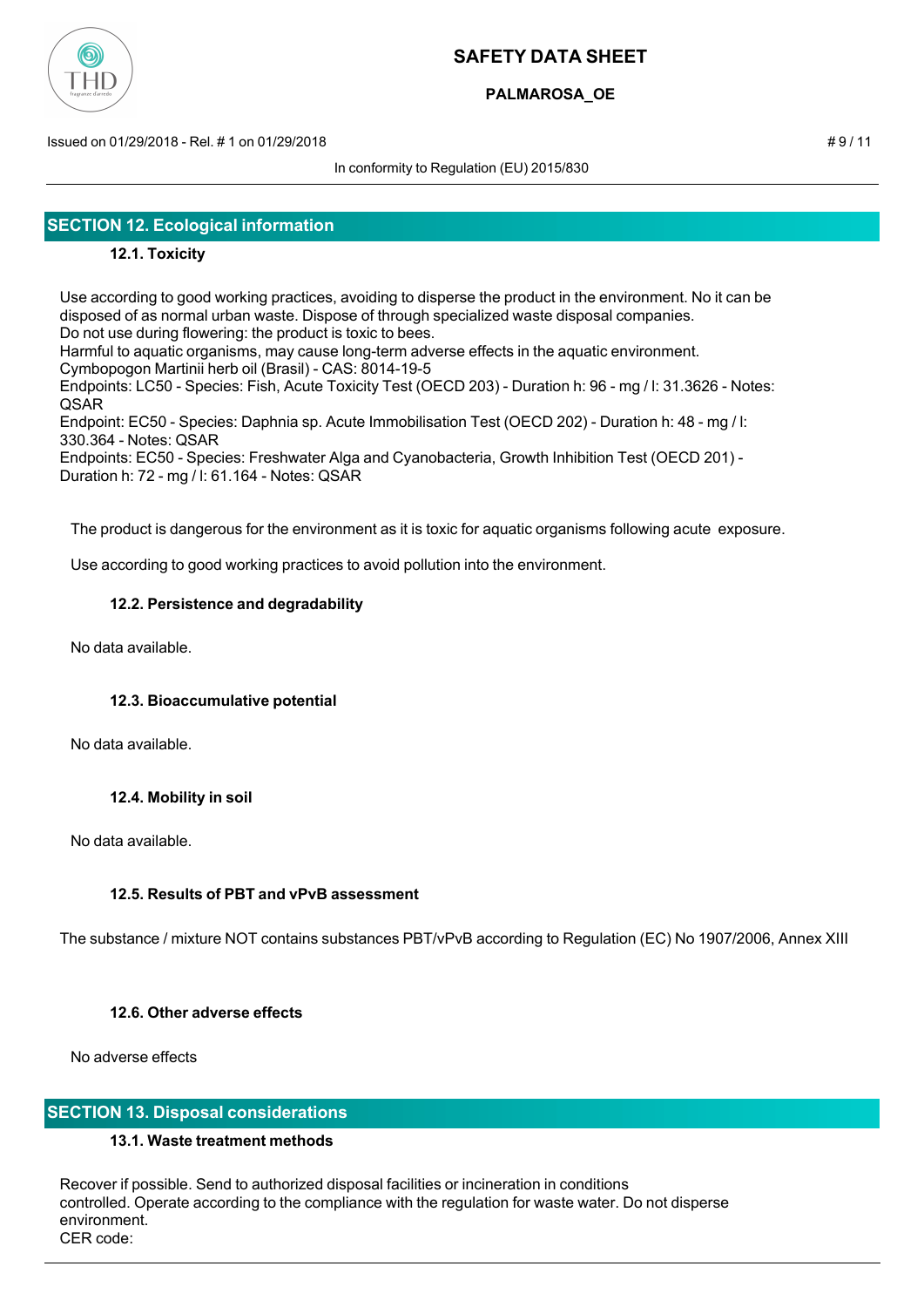## SECTION 12. Ecological information

### 12.1. Toxicity

Use according to good working practices, avoiding to disperse the product in the environment. No it can be disposed of as normal urban waste. Dispose of through specialized waste disposal companies.
Do not use during flowering: the product is toxic to bees.
Harmful to aquatic organisms, may cause long-term adverse effects in the aquatic environment.
Cymbopogon Martinii herb oil (Brasil) - CAS: 8014-19-5
Endpoints: LC50 - Species: Fish, Acute Toxicity Test (OECD 203) - Duration h: 96 - mg / l: 31.3626 - Notes: QSAR
Endpoint: EC50 - Species: Daphnia sp. Acute Immobilisation Test (OECD 202) - Duration h: 48 - mg / l: 330.364 - Notes: QSAR
Endpoints: EC50 - Species: Freshwater Alga and Cyanobacteria, Growth Inhibition Test (OECD 201) - Duration h: 72 - mg / l: 61.164 - Notes: QSAR

The product is dangerous for the environment as it is toxic for aquatic organisms following acute exposure.

Use according to good working practices to avoid pollution into the environment.

### 12.2. Persistence and degradability

No data available.

### 12.3. Bioaccumulative potential

No data available.

### 12.4. Mobility in soil

No data available.

### 12.5. Results of PBT and vPvB assessment

The substance / mixture NOT contains substances PBT/vPvB according to Regulation (EC) No 1907/2006, Annex XIII

### 12.6. Other adverse effects

No adverse effects

## SECTION 13. Disposal considerations

### 13.1. Waste treatment methods

Recover if possible. Send to authorized disposal facilities or incineration in conditions controlled. Operate according to the compliance with the regulation for waste water. Do not disperse environment.
CER code: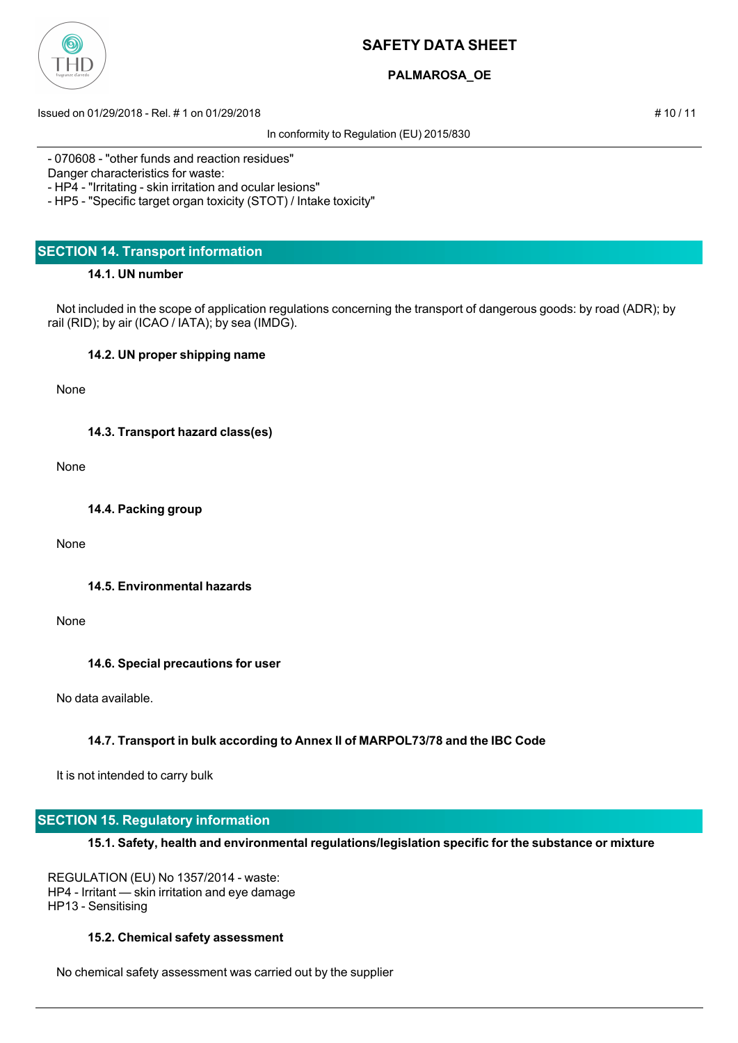- 070608 - "other funds and reaction residues"

Danger characteristics for waste:

- HP4 - "Irritating - skin irritation and ocular lesions"
- HP5 - "Specific target organ toxicity (STOT) / Intake toxicity"

## SECTION 14. Transport information

### 14.1. UN number

Not included in the scope of application regulations concerning the transport of dangerous goods: by road (ADR); by rail (RID); by air (ICAO / IATA); by sea (IMDG).

### 14.2. UN proper shipping name

None

### 14.3. Transport hazard class(es)

None

### 14.4. Packing group

None

### 14.5. Environmental hazards

None

### 14.6. Special precautions for user

No data available.

### 14.7. Transport in bulk according to Annex II of MARPOL73/78 and the IBC Code

It is not intended to carry bulk

## SECTION 15. Regulatory information

### 15.1. Safety, health and environmental regulations/legislation specific for the substance or mixture

REGULATION (EU) No 1357/2014 - waste:
HP4 - Irritant — skin irritation and eye damage
HP13 - Sensitising

### 15.2. Chemical safety assessment

No chemical safety assessment was carried out by the supplier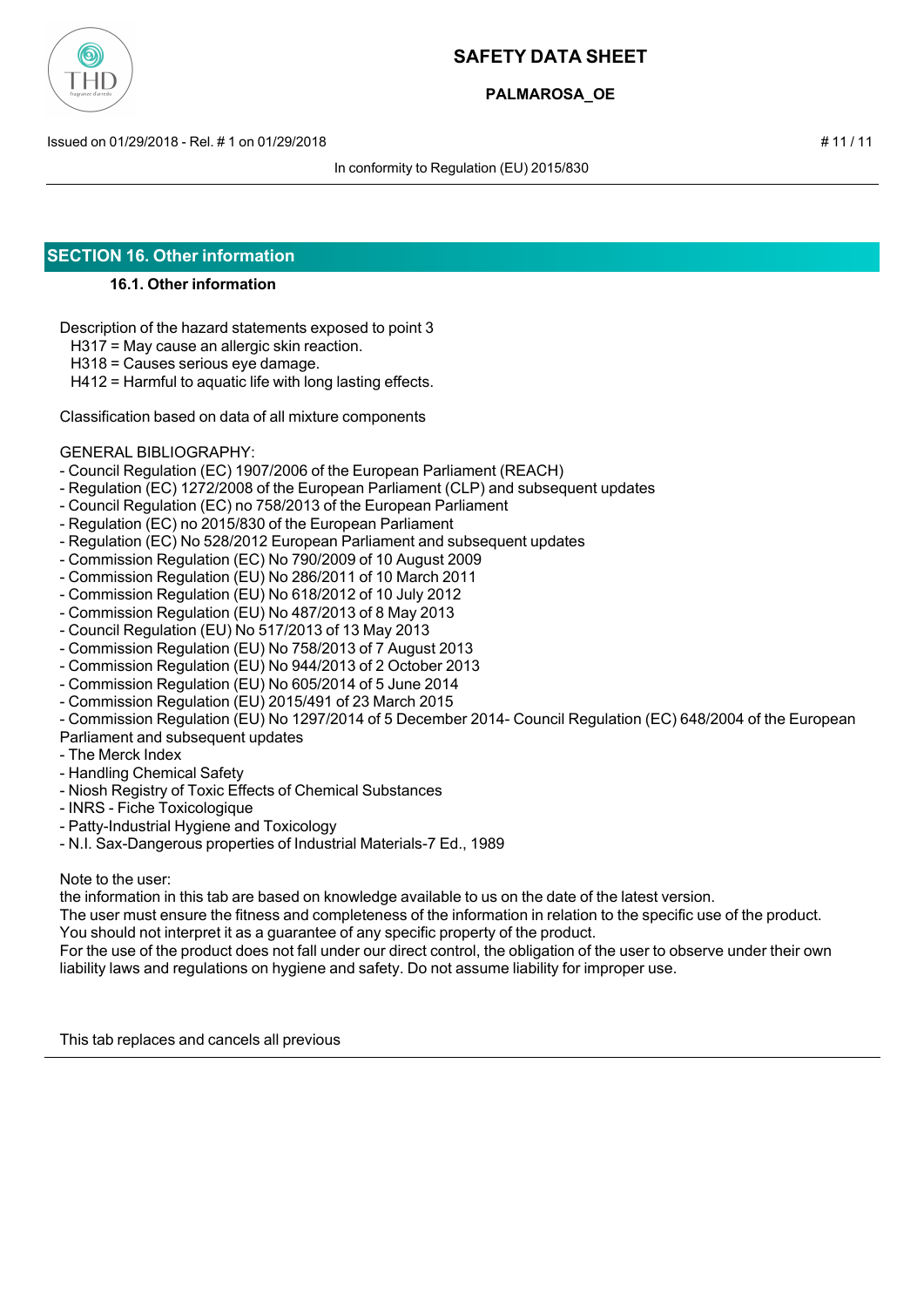## SECTION 16. Other information

### 16.1. Other information

Description of the hazard statements exposed to point 3

H317 = May cause an allergic skin reaction.
H318 = Causes serious eye damage.
H412 = Harmful to aquatic life with long lasting effects.

Classification based on data of all mixture components

GENERAL BIBLIOGRAPHY:

- Council Regulation (EC) 1907/2006 of the European Parliament (REACH)
- Regulation (EC) 1272/2008 of the European Parliament (CLP) and subsequent updates
- Council Regulation (EC) no 758/2013 of the European Parliament
- Regulation (EC) no 2015/830 of the European Parliament
- Regulation (EC) No 528/2012 European Parliament and subsequent updates
- Commission Regulation (EC) No 790/2009 of 10 August 2009
- Commission Regulation (EU) No 286/2011 of 10 March 2011
- Commission Regulation (EU) No 618/2012 of 10 July 2012
- Commission Regulation (EU) No 487/2013 of 8 May 2013
- Council Regulation (EU) No 517/2013 of 13 May 2013
- Commission Regulation (EU) No 758/2013 of 7 August 2013
- Commission Regulation (EU) No 944/2013 of 2 October 2013
- Commission Regulation (EU) No 605/2014 of 5 June 2014
- Commission Regulation (EU) 2015/491 of 23 March 2015
- Commission Regulation (EU) No 1297/2014 of 5 December 2014- Council Regulation (EC) 648/2004 of the European Parliament and subsequent updates
- The Merck Index
- Handling Chemical Safety
- Niosh Registry of Toxic Effects of Chemical Substances
- INRS - Fiche Toxicologique
- Patty-Industrial Hygiene and Toxicology
- N.I. Sax-Dangerous properties of Industrial Materials-7 Ed., 1989

Note to the user:
the information in this tab are based on knowledge available to us on the date of the latest version.
The user must ensure the fitness and completeness of the information in relation to the specific use of the product.
You should not interpret it as a guarantee of any specific property of the product.
For the use of the product does not fall under our direct control, the obligation of the user to observe under their own liability laws and regulations on hygiene and safety. Do not assume liability for improper use.

This tab replaces and cancels all previous